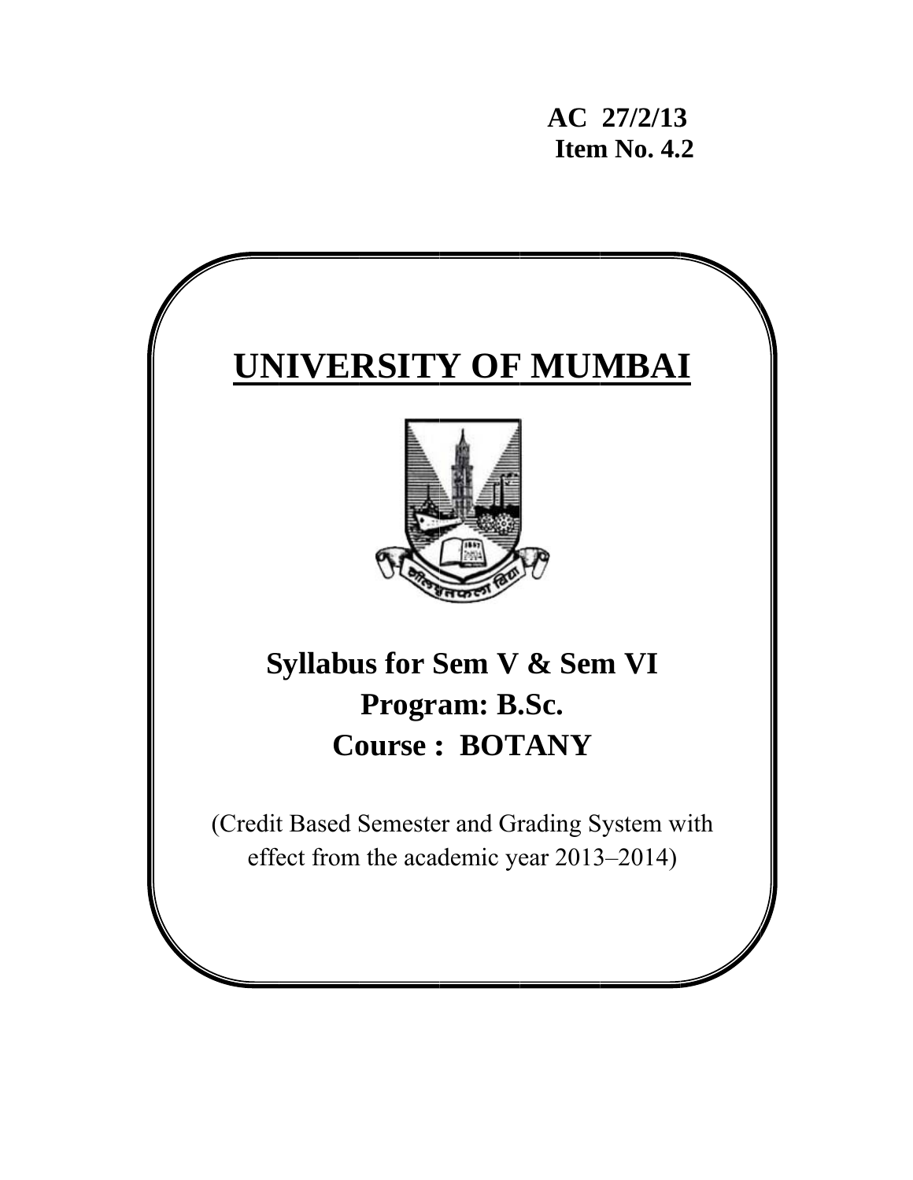**AC 27/2/13**
**Item No. 4.2**

# UNIVERSITY OF MUMBAI

## Syllabus for Sem V & Sem VI
## Program: B.Sc.
## Course : BOTANY

(Credit Based Semester and Grading System with effect from the academic year 2013–2014)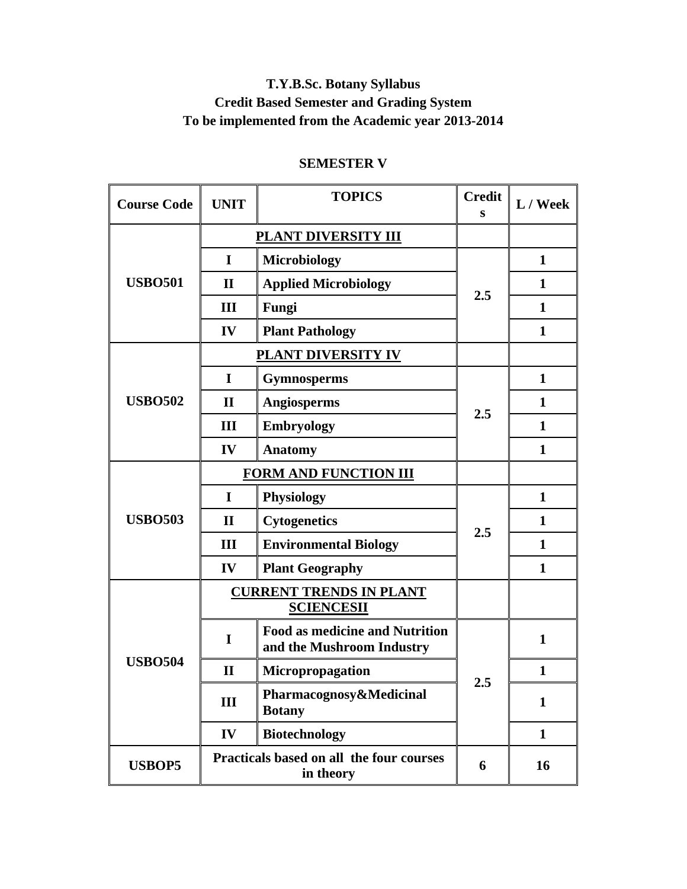# T.Y.B.Sc. Botany Syllabus
## Credit Based Semester and Grading System
## To be implemented from the Academic year 2013-2014

### SEMESTER V

| Course Code | UNIT | TOPICS | Credits | L / Week |
|---|---|---|---|---|
| USBO501 | PLANT DIVERSITY III | | | |
| | I | Microbiology | 2.5 | 1 |
| | II | Applied Microbiology | | 1 |
| | III | Fungi | | 1 |
| | IV | Plant Pathology | | 1 |
| USBO502 | PLANT DIVERSITY IV | | | |
| | I | Gymnosperms | 2.5 | 1 |
| | II | Angiosperms | | 1 |
| | III | Embryology | | 1 |
| | IV | Anatomy | | 1 |
| USBO503 | FORM AND FUNCTION III | | | |
| | I | Physiology | 2.5 | 1 |
| | II | Cytogenetics | | 1 |
| | III | Environmental Biology | | 1 |
| | IV | Plant Geography | | 1 |
| USBO504 | CURRENT TRENDS IN PLANT SCIENCESII | | | |
| | I | Food as medicine and Nutrition and the Mushroom Industry | 2.5 | 1 |
| | II | Micropropagation | | 1 |
| | III | Pharmacognosy&Medicinal Botany | | 1 |
| | IV | Biotechnology | | 1 |
| USBOP5 | Practicals based on all the four courses in theory | | 6 | 16 |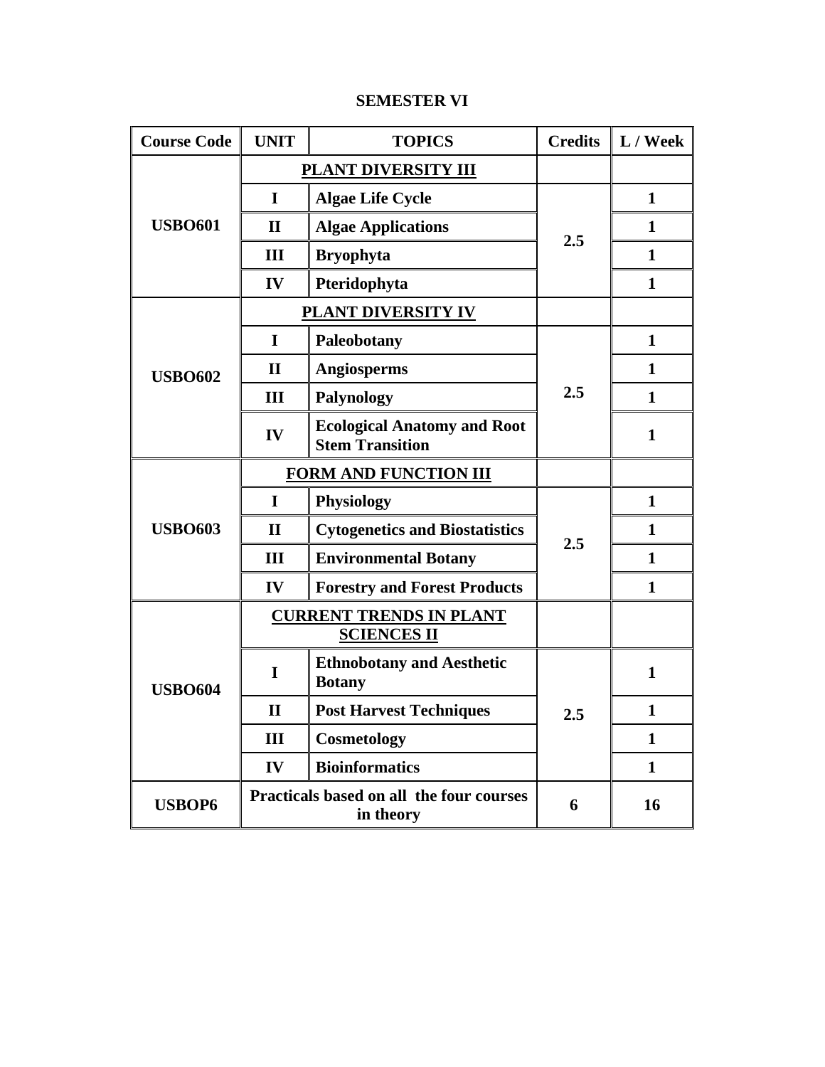## SEMESTER VI

| Course Code | UNIT | TOPICS | Credits | L / Week |
|---|---|---|---|---|
| USBO601 | **PLANT DIVERSITY III** | | | |
| | I | Algae Life Cycle | 2.5 | 1 |
| | II | Algae Applications | | 1 |
| | III | Bryophyta | | 1 |
| | IV | Pteridophyta | | 1 |
| USBO602 | **PLANT DIVERSITY IV** | | | |
| | I | Paleobotany | 2.5 | 1 |
| | II | Angiosperms | | 1 |
| | III | Palynology | | 1 |
| | IV | Ecological Anatomy and Root Stem Transition | | 1 |
| USBO603 | **FORM AND FUNCTION III** | | | |
| | I | Physiology | 2.5 | 1 |
| | II | Cytogenetics and Biostatistics | | 1 |
| | III | Environmental Botany | | 1 |
| | IV | Forestry and Forest Products | | 1 |
| USBO604 | **CURRENT TRENDS IN PLANT SCIENCES II** | | | |
| | I | Ethnobotany and Aesthetic Botany | 2.5 | 1 |
| | II | Post Harvest Techniques | | 1 |
| | III | Cosmetology | | 1 |
| | IV | Bioinformatics | | 1 |
| USBOP6 | Practicals based on all the four courses in theory | | 6 | 16 |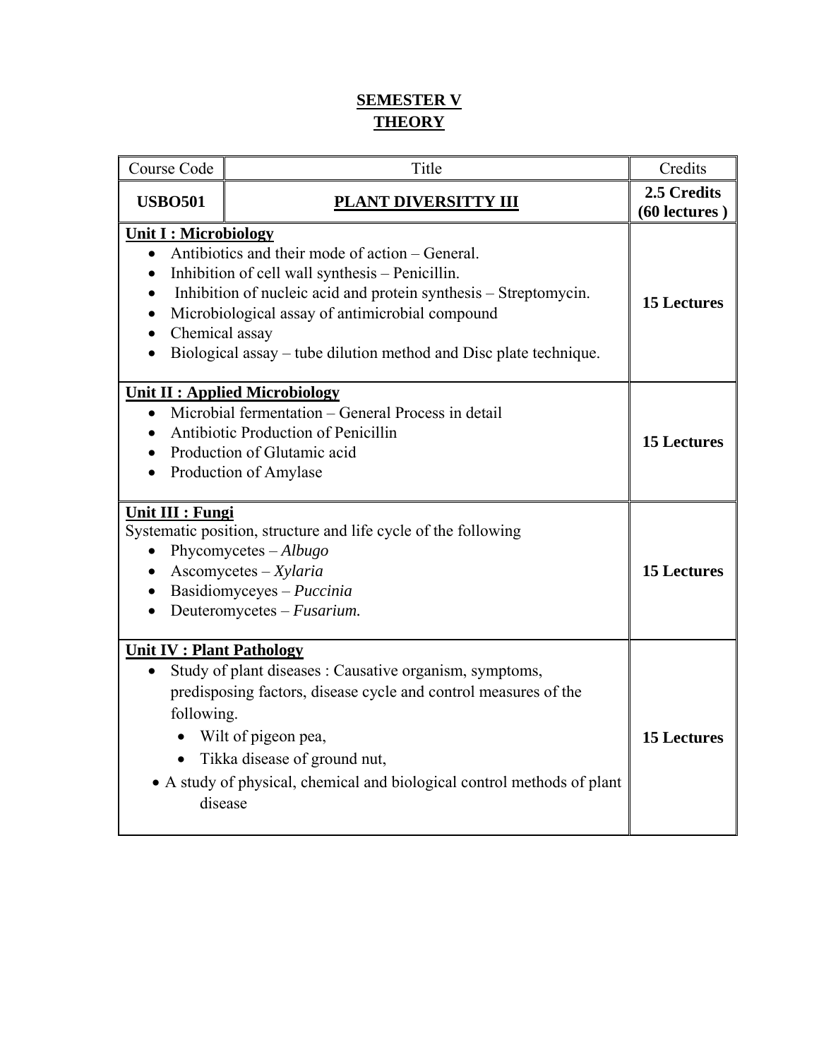# SEMESTER V
## THEORY

| Course Code | Title | Credits |
|---|---|---|
| **USBO501** | **PLANT DIVERSITTY III** | **2.5 Credits (60 lectures )** |
| **Unit I : Microbiology**<br>• Antibiotics and their mode of action – General.<br>• Inhibition of cell wall synthesis – Penicillin.<br>• Inhibition of nucleic acid and protein synthesis – Streptomycin.<br>• Microbiological assay of antimicrobial compound<br>• Chemical assay<br>• Biological assay – tube dilution method and Disc plate technique. | | **15 Lectures** |
| **Unit II : Applied Microbiology**<br>• Microbial fermentation – General Process in detail<br>• Antibiotic Production of Penicillin<br>• Production of Glutamic acid<br>• Production of Amylase | | **15 Lectures** |
| **Unit III : Fungi**<br>Systematic position, structure and life cycle of the following<br>• Phycomycetes – *Albugo*<br>• Ascomycetes – *Xylaria*<br>• Basidiomyceyes – *Puccinia*<br>• Deuteromycetes – *Fusarium.* | | **15 Lectures** |
| **Unit IV : Plant Pathology**<br>• Study of plant diseases : Causative organism, symptoms, predisposing factors, disease cycle and control measures of the following.<br>&nbsp;&nbsp;• Wilt of pigeon pea,<br>&nbsp;&nbsp;• Tikka disease of ground nut,<br>• A study of physical, chemical and biological control methods of plant disease | | **15 Lectures** |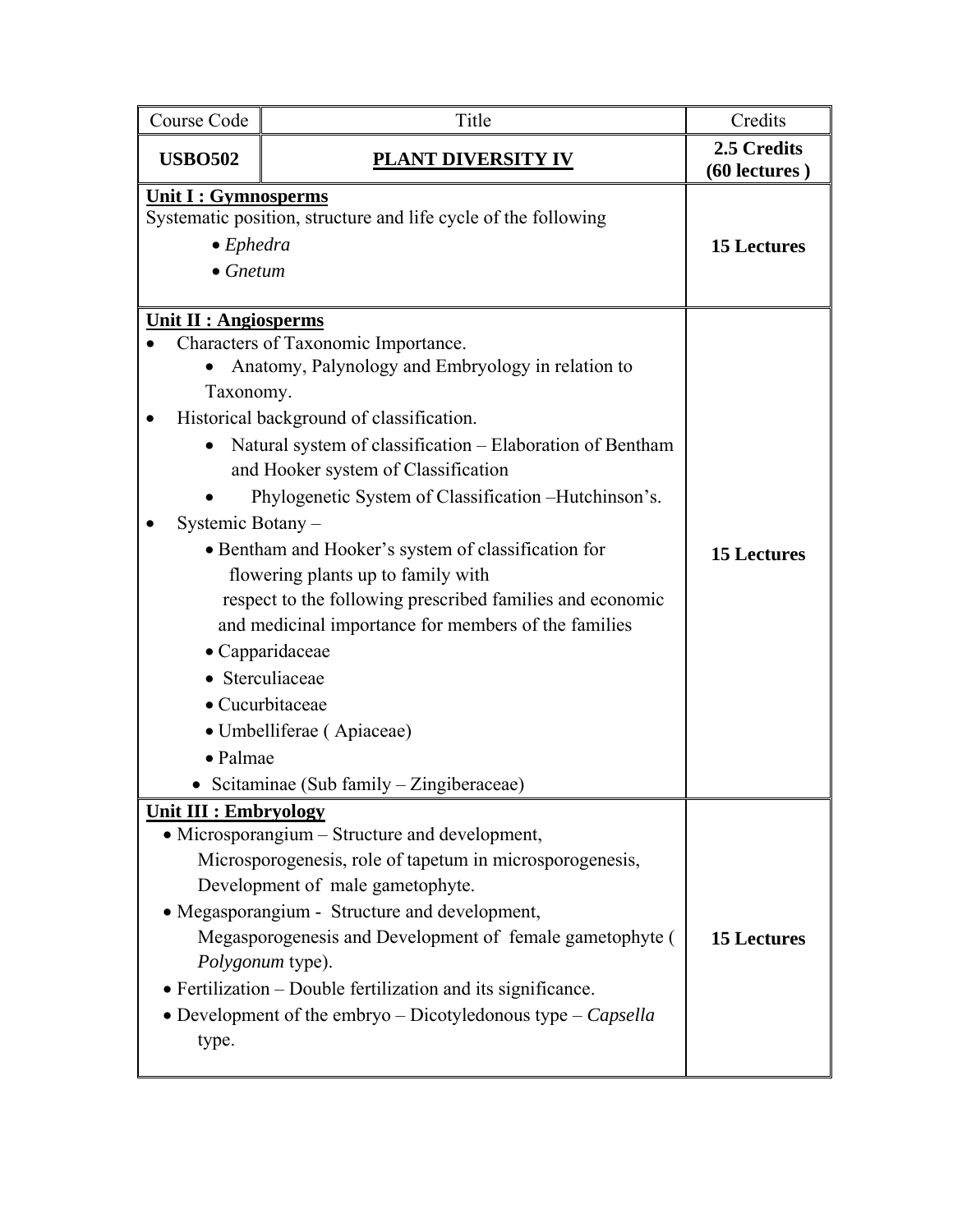| Course Code | Title | Credits |
|---|---|---|
| **USBO502** | **PLANT DIVERSITY IV** | **2.5 Credits (60 lectures )** |
| **Unit I : Gymnosperms**<br>Systematic position, structure and life cycle of the following<br>• *Ephedra*<br>• *Gnetum* | | **15 Lectures** |
| **Unit II : Angiosperms**<br>• Characters of Taxonomic Importance.<br>  • Anatomy, Palynology and Embryology in relation to Taxonomy.<br>• Historical background of classification.<br>  • Natural system of classification – Elaboration of Bentham and Hooker system of Classification<br>  • Phylogenetic System of Classification –Hutchinson's.<br>• Systemic Botany –<br>  • Bentham and Hooker's system of classification for flowering plants up to family with respect to the following prescribed families and economic and medicinal importance for members of the families<br>  • Capparidaceae<br>  • Sterculiaceae<br>  • Cucurbitaceae<br>  • Umbelliferae ( Apiaceae)<br>  • Palmae<br>  • Scitaminae (Sub family – Zingiberaceae) | | **15 Lectures** |
| **Unit III : Embryology**<br>• Microsporangium – Structure and development, Microsporogenesis, role of tapetum in microsporogenesis, Development of male gametophyte.<br>• Megasporangium - Structure and development, Megasporogenesis and Development of female gametophyte ( *Polygonum* type).<br>• Fertilization – Double fertilization and its significance.<br>• Development of the embryo – Dicotyledonous type – *Capsella* type. | | **15 Lectures** |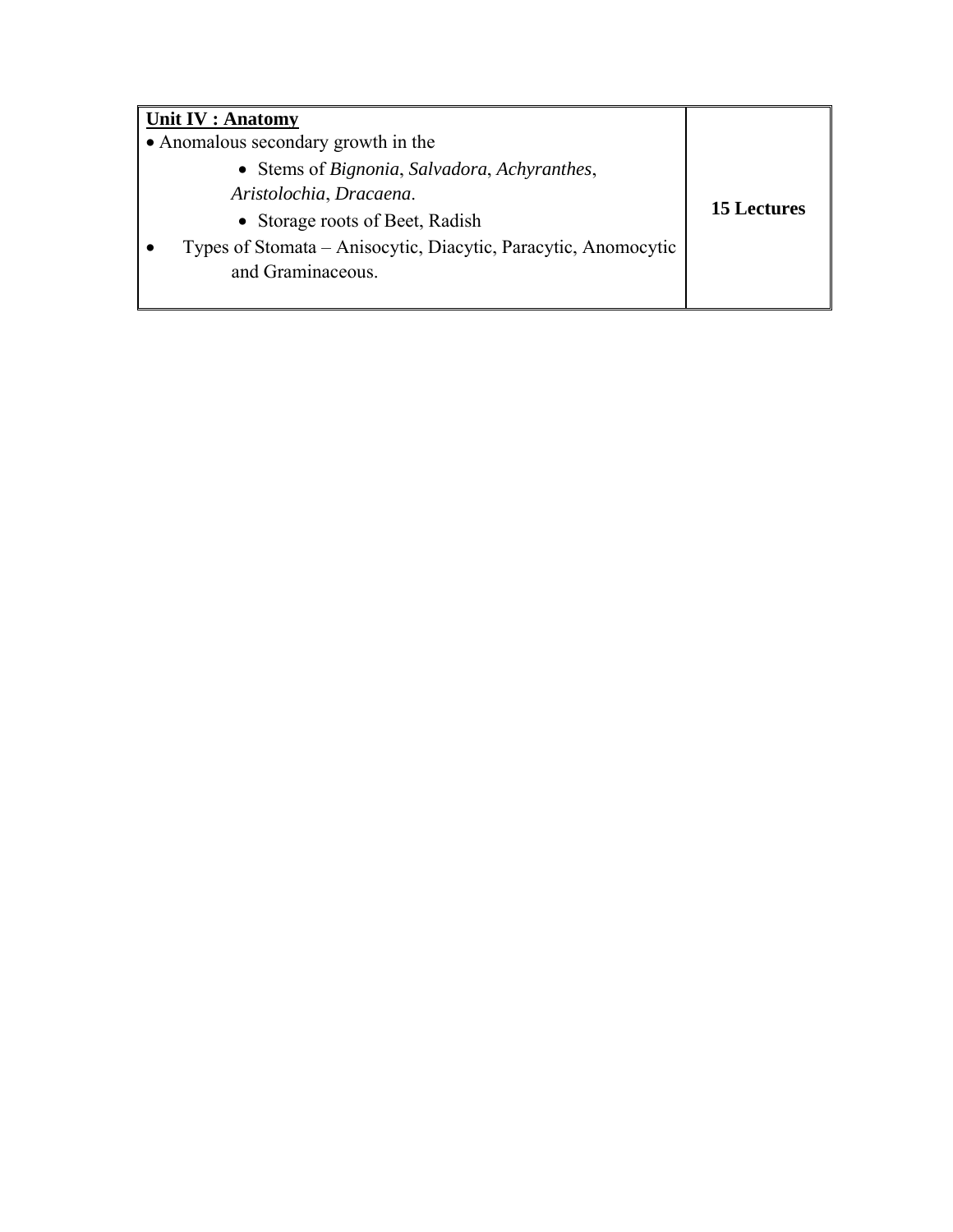| **Unit IV : Anatomy**<br>• Anomalous secondary growth in the<br>&nbsp;&nbsp;&nbsp;&nbsp;• Stems of *Bignonia*, *Salvadora*, *Achyranthes*, *Aristolochia*, *Dracaena*.<br>&nbsp;&nbsp;&nbsp;&nbsp;• Storage roots of Beet, Radish<br>• Types of Stomata – Anisocytic, Diacytic, Paracytic, Anomocytic and Graminaceous. | **15 Lectures** |
|---|---|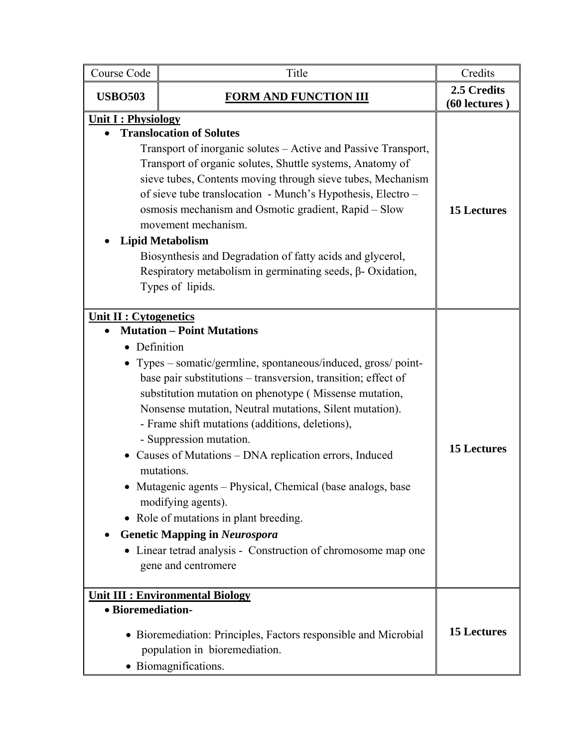| Course Code | Title | Credits |
|---|---|---|
| **USBO503** | **FORM AND FUNCTION III** | **2.5 Credits (60 lectures )** |
| **Unit I : Physiology**<br>• **Translocation of Solutes**<br>Transport of inorganic solutes – Active and Passive Transport, Transport of organic solutes, Shuttle systems, Anatomy of sieve tubes, Contents moving through sieve tubes, Mechanism of sieve tube translocation - Munch's Hypothesis, Electro – osmosis mechanism and Osmotic gradient, Rapid – Slow movement mechanism.<br>• **Lipid Metabolism**<br>Biosynthesis and Degradation of fatty acids and glycerol, Respiratory metabolism in germinating seeds, β- Oxidation, Types of lipids. | | **15 Lectures** |
| **Unit II : Cytogenetics**<br>• **Mutation – Point Mutations**<br>• Definition<br>• Types – somatic/germline, spontaneous/induced, gross/ point- base pair substitutions – transversion, transition; effect of substitution mutation on phenotype ( Missense mutation, Nonsense mutation, Neutral mutations, Silent mutation).<br>- Frame shift mutations (additions, deletions),<br>- Suppression mutation.<br>• Causes of Mutations – DNA replication errors, Induced mutations.<br>• Mutagenic agents – Physical, Chemical (base analogs, base modifying agents).<br>• Role of mutations in plant breeding.<br>• **Genetic Mapping in *Neurospora***<br>• Linear tetrad analysis - Construction of chromosome map one gene and centromere | | **15 Lectures** |
| **Unit III : Environmental Biology**<br>• **Bioremediation-**<br>• Bioremediation: Principles, Factors responsible and Microbial population in bioremediation.<br>• Biomagnifications. | | **15 Lectures** |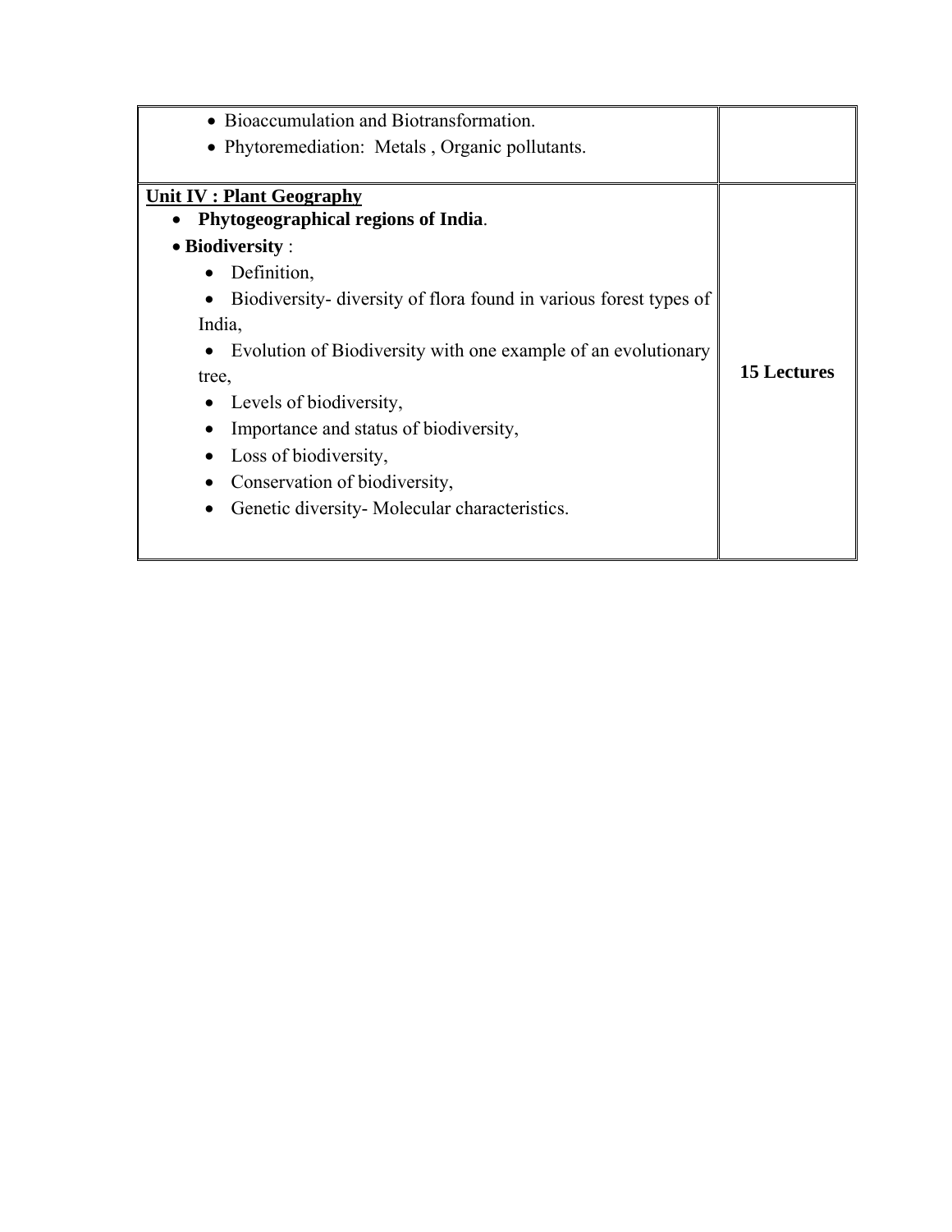| | |
|---|---|
| • Bioaccumulation and Biotransformation.<br>• Phytoremediation: Metals , Organic pollutants. | |
| **Unit IV : Plant Geography**<br>• **Phytogeographical regions of India**.<br>• **Biodiversity** :<br>&nbsp;&nbsp;• Definition,<br>&nbsp;&nbsp;• Biodiversity- diversity of flora found in various forest types of India,<br>&nbsp;&nbsp;• Evolution of Biodiversity with one example of an evolutionary tree,<br>&nbsp;&nbsp;• Levels of biodiversity,<br>&nbsp;&nbsp;• Importance and status of biodiversity,<br>&nbsp;&nbsp;• Loss of biodiversity,<br>&nbsp;&nbsp;• Conservation of biodiversity,<br>&nbsp;&nbsp;• Genetic diversity- Molecular characteristics. | **15 Lectures** |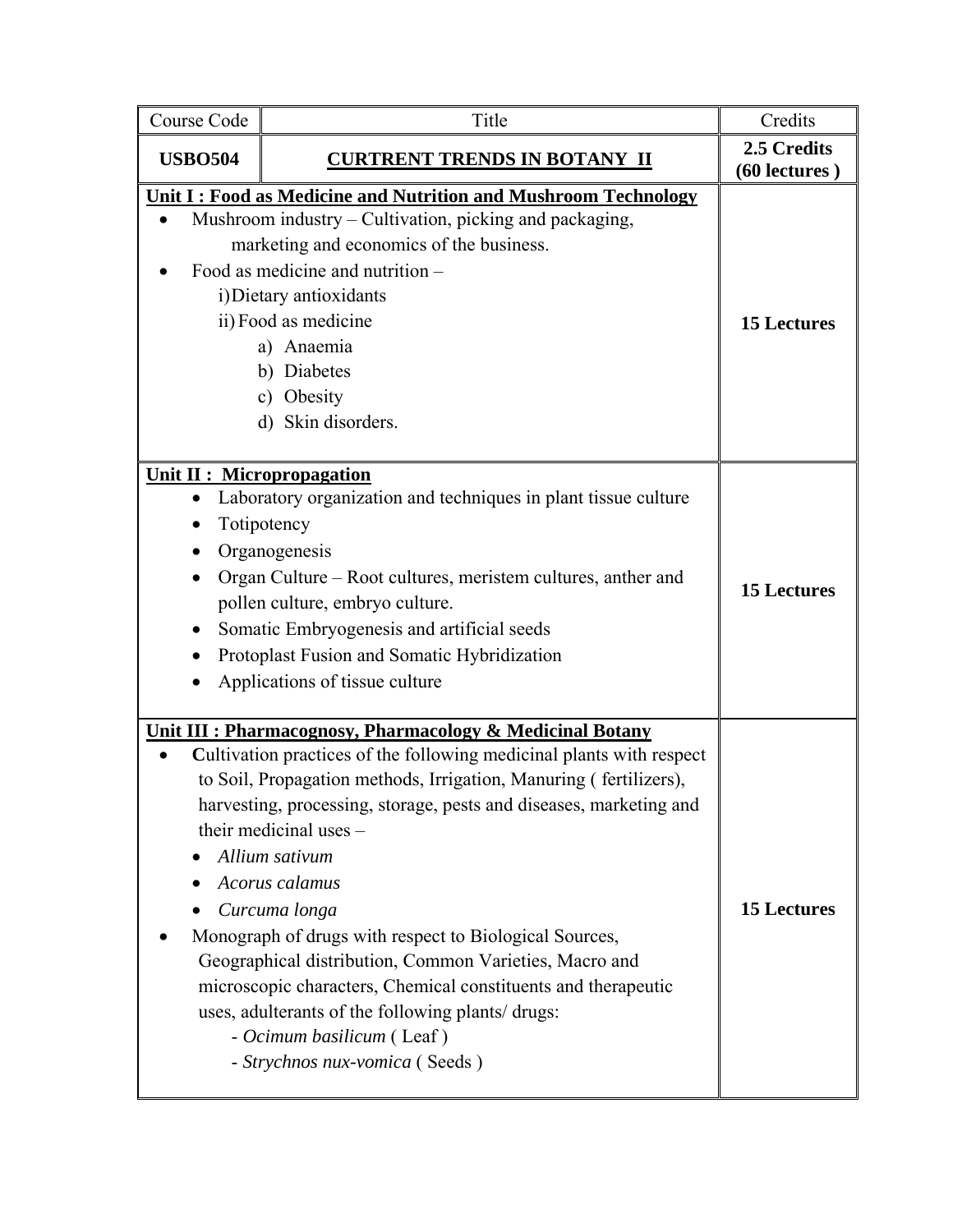| Course Code | Title | Credits |
|---|---|---|
| **USBO504** | **CURTRENT TRENDS IN BOTANY II** | **2.5 Credits (60 lectures )** |
| **Unit I : Food as Medicine and Nutrition and Mushroom Technology**<br>• Mushroom industry – Cultivation, picking and packaging, marketing and economics of the business.<br>• Food as medicine and nutrition –<br>i) Dietary antioxidants<br>ii) Food as medicine<br>a) Anaemia<br>b) Diabetes<br>c) Obesity<br>d) Skin disorders. | | **15 Lectures** |
| **Unit II : Micropropagation**<br>• Laboratory organization and techniques in plant tissue culture<br>• Totipotency<br>• Organogenesis<br>• Organ Culture – Root cultures, meristem cultures, anther and pollen culture, embryo culture.<br>• Somatic Embryogenesis and artificial seeds<br>• Protoplast Fusion and Somatic Hybridization<br>• Applications of tissue culture | | **15 Lectures** |
| **Unit III : Pharmacognosy, Pharmacology & Medicinal Botany**<br>• **C**ultivation practices of the following medicinal plants with respect to Soil, Propagation methods, Irrigation, Manuring ( fertilizers), harvesting, processing, storage, pests and diseases, marketing and their medicinal uses –<br>• *Allium sativum*<br>• *Acorus calamus*<br>• *Curcuma longa*<br>• Monograph of drugs with respect to Biological Sources, Geographical distribution, Common Varieties, Macro and microscopic characters, Chemical constituents and therapeutic uses, adulterants of the following plants/ drugs:<br>- *Ocimum basilicum* ( Leaf )<br>- *Strychnos nux-vomica* ( Seeds ) | | **15 Lectures** |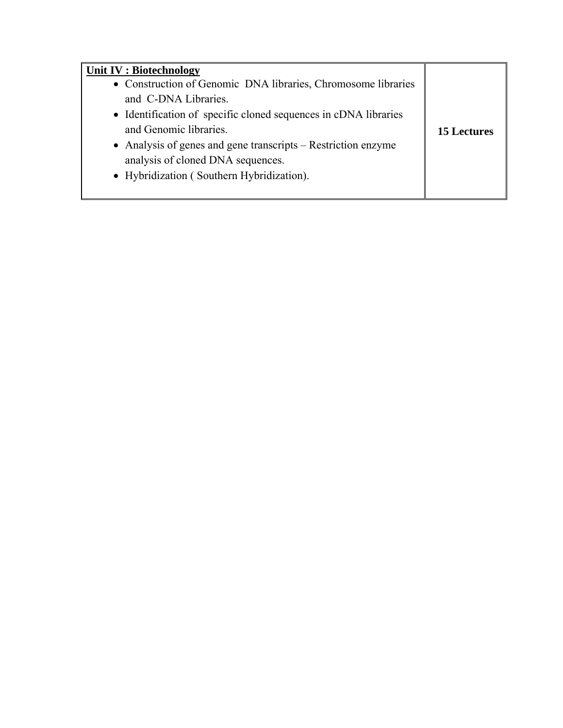| **<u>Unit IV : Biotechnology</u>**<br>• Construction of Genomic DNA libraries, Chromosome libraries and C-DNA Libraries.<br>• Identification of specific cloned sequences in cDNA libraries and Genomic libraries.<br>• Analysis of genes and gene transcripts – Restriction enzyme analysis of cloned DNA sequences.<br>• Hybridization ( Southern Hybridization). | **15 Lectures** |
|---|---|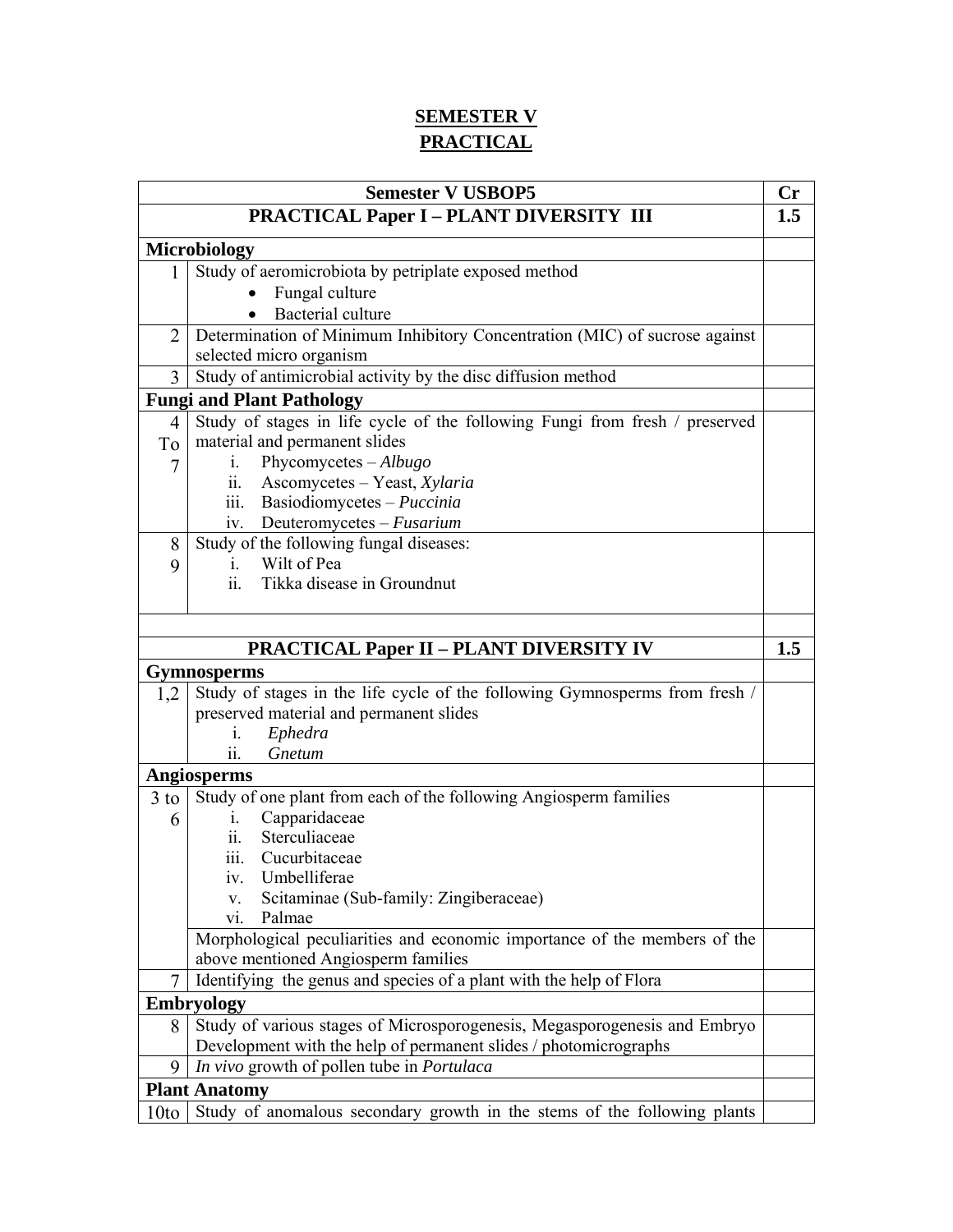# SEMESTER V
# PRACTICAL

| Semester V USBOP5 | | Cr |
|---|---|---|
| **PRACTICAL Paper I – PLANT DIVERSITY III** | | **1.5** |
| **Microbiology** | | |
| 1 | Study of aeromicrobiota by petriplate exposed method<br>• Fungal culture<br>• Bacterial culture | |
| 2 | Determination of Minimum Inhibitory Concentration (MIC) of sucrose against selected micro organism | |
| 3 | Study of antimicrobial activity by the disc diffusion method | |
| **Fungi and Plant Pathology** | | |
| 4 To 7 | Study of stages in life cycle of the following Fungi from fresh / preserved material and permanent slides<br>i. Phycomycetes – *Albugo*<br>ii. Ascomycetes – Yeast, *Xylaria*<br>iii. Basiodiomycetes – *Puccinia*<br>iv. Deuteromycetes – *Fusarium* | |
| 8<br>9 | Study of the following fungal diseases:<br>i. Wilt of Pea<br>ii. Tikka disease in Groundnut | |
| | | |
| **PRACTICAL Paper II – PLANT DIVERSITY IV** | | **1.5** |
| **Gymnosperms** | | |
| 1,2 | Study of stages in the life cycle of the following Gymnosperms from fresh / preserved material and permanent slides<br>i. *Ephedra*<br>ii. *Gnetum* | |
| **Angiosperms** | | |
| 3 to 6 | Study of one plant from each of the following Angiosperm families<br>i. Capparidaceae<br>ii. Sterculiaceae<br>iii. Cucurbitaceae<br>iv. Umbelliferae<br>v. Scitaminae (Sub-family: Zingiberaceae)<br>vi. Palmae | |
| | Morphological peculiarities and economic importance of the members of the above mentioned Angiosperm families | |
| 7 | Identifying the genus and species of a plant with the help of Flora | |
| **Embryology** | | |
| 8 | Study of various stages of Microsporogenesis, Megasporogenesis and Embryo Development with the help of permanent slides / photomicrographs | |
| 9 | *In vivo* growth of pollen tube in *Portulaca* | |
| **Plant Anatomy** | | |
| 10to | Study of anomalous secondary growth in the stems of the following plants | |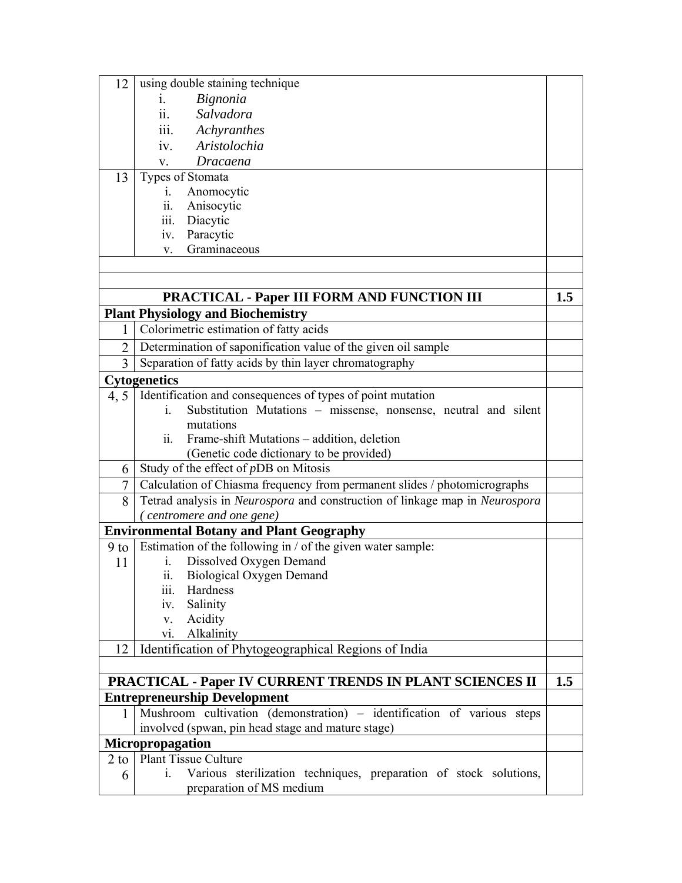| | | |
|---|---|---|
| 12 | using double staining technique<br>i. *Bignonia*<br>ii. *Salvadora*<br>iii. *Achyranthes*<br>iv. *Aristolochia*<br>v. *Dracaena* | |
| 13 | Types of Stomata<br>i. Anomocytic<br>ii. Anisocytic<br>iii. Diacytic<br>iv. Paracytic<br>v. Graminaceous | |
| | | |
| | | |
| | **PRACTICAL - Paper III FORM AND FUNCTION III** | **1.5** |
| **Plant Physiology and Biochemistry** | | |
| 1 | Colorimetric estimation of fatty acids | |
| 2 | Determination of saponification value of the given oil sample | |
| 3 | Separation of fatty acids by thin layer chromatography | |
| **Cytogenetics** | | |
| 4, 5 | Identification and consequences of types of point mutation<br>i. Substitution Mutations – missense, nonsense, neutral and silent mutations<br>ii. Frame-shift Mutations – addition, deletion<br>(Genetic code dictionary to be provided) | |
| 6 | Study of the effect of *p*DB on Mitosis | |
| 7 | Calculation of Chiasma frequency from permanent slides / photomicrographs | |
| 8 | Tetrad analysis in *Neurospora* and construction of linkage map in *Neurospora ( centromere and one gene)* | |
| **Environmental Botany and Plant Geography** | | |
| 9 to 11 | Estimation of the following in / of the given water sample:<br>i. Dissolved Oxygen Demand<br>ii. Biological Oxygen Demand<br>iii. Hardness<br>iv. Salinity<br>v. Acidity<br>vi. Alkalinity | |
| 12 | Identification of Phytogeographical Regions of India | |
| | | |
| | **PRACTICAL - Paper IV CURRENT TRENDS IN PLANT SCIENCES II** | **1.5** |
| **Entrepreneurship Development** | | |
| 1 | Mushroom cultivation (demonstration) – identification of various steps involved (spwan, pin head stage and mature stage) | |
| **Micropropagation** | | |
| 2 to 6 | Plant Tissue Culture<br>i. Various sterilization techniques, preparation of stock solutions, preparation of MS medium | |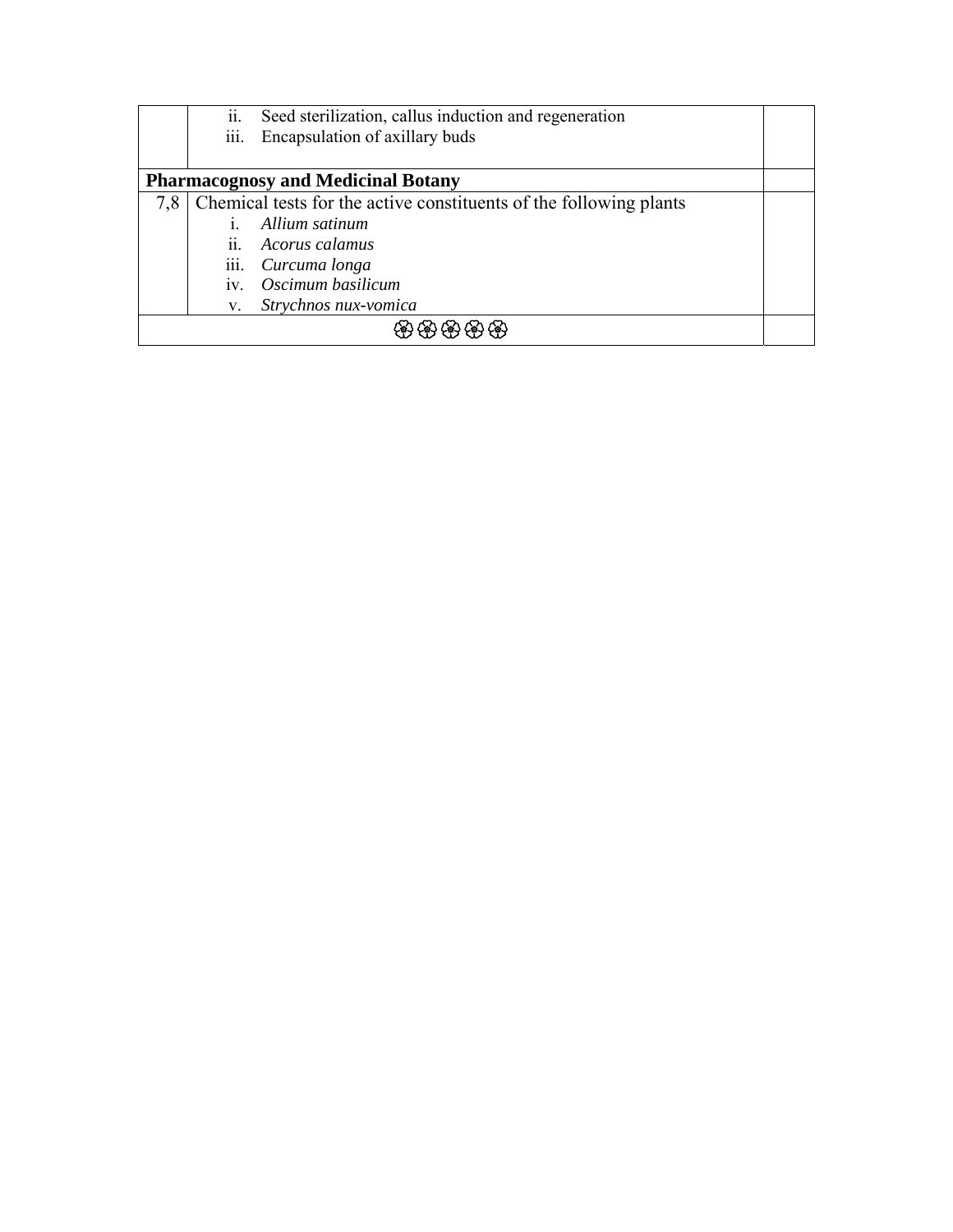| | | |
|---|---|---|
| | ii. Seed sterilization, callus induction and regeneration<br>iii. Encapsulation of axillary buds | |
| **Pharmacognosy and Medicinal Botany** | | |
| 7,8 | Chemical tests for the active constituents of the following plants<br>i. *Allium satinum*<br>ii. *Acorus calamus*<br>iii. *Curcuma longa*<br>iv. *Oscimum basilicum*<br>v. *Strychnos nux-vomica* | |
| ❀❀❀❀❀ | | |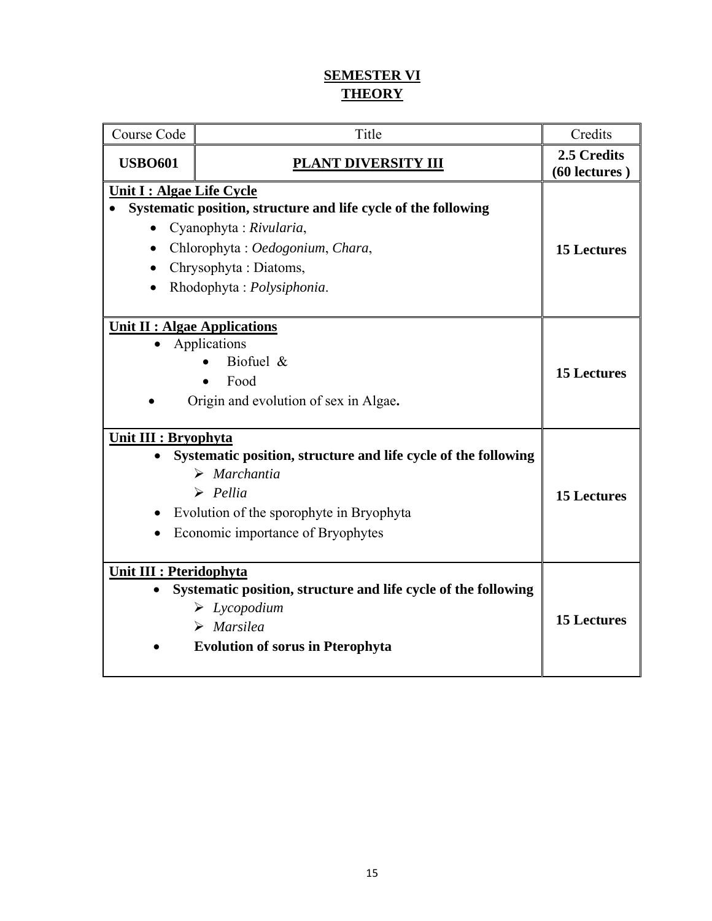## SEMESTER VI
## THEORY

| Course Code | Title | Credits |
|---|---|---|
| **USBO601** | **PLANT DIVERSITY III** | **2.5 Credits (60 lectures )** |
| **Unit I : Algae Life Cycle**<br>• **Systematic position, structure and life cycle of the following**<br>• Cyanophyta : *Rivularia*,<br>• Chlorophyta : *Oedogonium*, *Chara*,<br>• Chrysophyta : Diatoms,<br>• Rhodophyta : *Polysiphonia*. | | **15 Lectures** |
| **Unit II : Algae Applications**<br>• Applications<br>• Biofuel &<br>• Food<br>• Origin and evolution of sex in Algae**.** | | **15 Lectures** |
| **Unit III : Bryophyta**<br>• **Systematic position, structure and life cycle of the following**<br>➢ *Marchantia*<br>➢ *Pellia*<br>• Evolution of the sporophyte in Bryophyta<br>• Economic importance of Bryophytes | | **15 Lectures** |
| **Unit III : Pteridophyta**<br>• **Systematic position, structure and life cycle of the following**<br>➢ *Lycopodium*<br>➢ *Marsilea*<br>• **Evolution of sorus in Pterophyta** | | **15 Lectures** |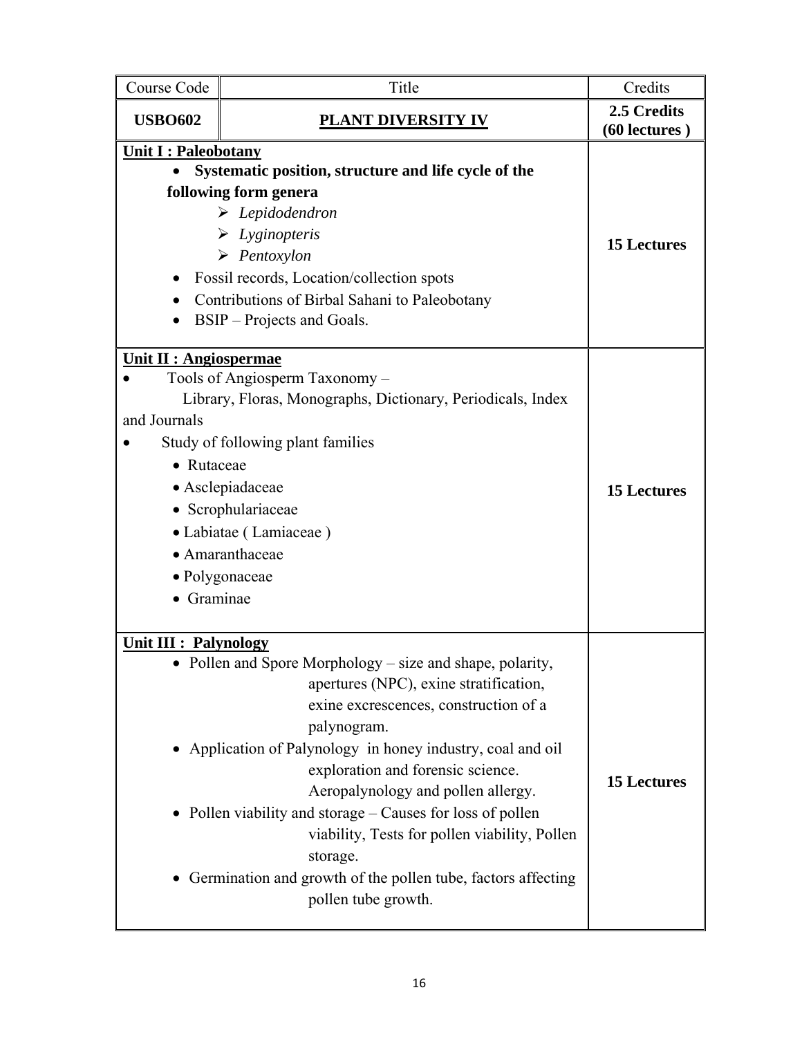| Course Code | Title | Credits |
|---|---|---|
| **USBO602** | **PLANT DIVERSITY IV** | **2.5 Credits (60 lectures )** |
| **Unit I : Paleobotany**<br>• **Systematic position, structure and life cycle of the following form genera**<br>➢ *Lepidodendron*<br>➢ *Lyginopteris*<br>➢ *Pentoxylon*<br>• Fossil records, Location/collection spots<br>• Contributions of Birbal Sahani to Paleobotany<br>• BSIP – Projects and Goals. | | **15 Lectures** |
| **Unit II : Angiospermae**<br>• Tools of Angiosperm Taxonomy – Library, Floras, Monographs, Dictionary, Periodicals, Index and Journals<br>• Study of following plant families<br>• Rutaceae<br>• Asclepiadaceae<br>• Scrophulariaceae<br>• Labiatae ( Lamiaceae )<br>• Amaranthaceae<br>• Polygonaceae<br>• Graminae | | **15 Lectures** |
| **Unit III : Palynology**<br>• Pollen and Spore Morphology – size and shape, polarity, apertures (NPC), exine stratification, exine excrescences, construction of a palynogram.<br>• Application of Palynology in honey industry, coal and oil exploration and forensic science. Aeropalynology and pollen allergy.<br>• Pollen viability and storage – Causes for loss of pollen viability, Tests for pollen viability, Pollen storage.<br>• Germination and growth of the pollen tube, factors affecting pollen tube growth. | | **15 Lectures** |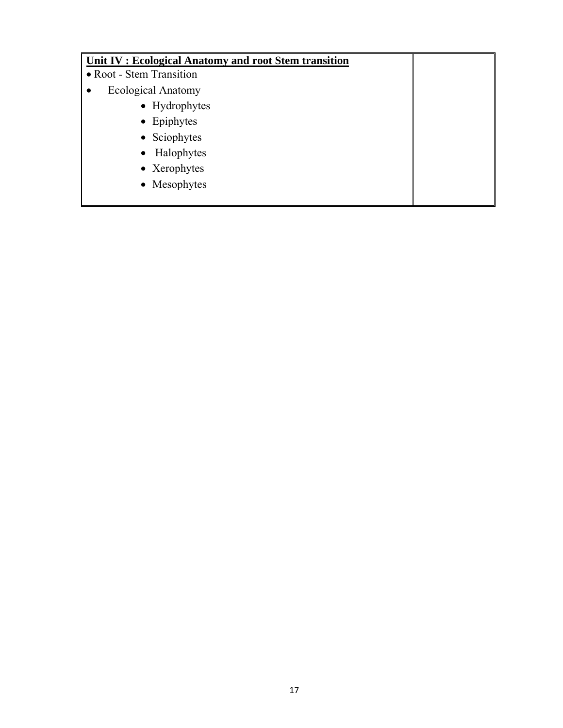| **Unit IV : Ecological Anatomy and root Stem transition**<br>• Root - Stem Transition<br>• Ecological Anatomy<br>&nbsp;&nbsp;&nbsp;&nbsp;• Hydrophytes<br>&nbsp;&nbsp;&nbsp;&nbsp;• Epiphytes<br>&nbsp;&nbsp;&nbsp;&nbsp;• Sciophytes<br>&nbsp;&nbsp;&nbsp;&nbsp;• Halophytes<br>&nbsp;&nbsp;&nbsp;&nbsp;• Xerophytes<br>&nbsp;&nbsp;&nbsp;&nbsp;• Mesophytes | |
|---|---|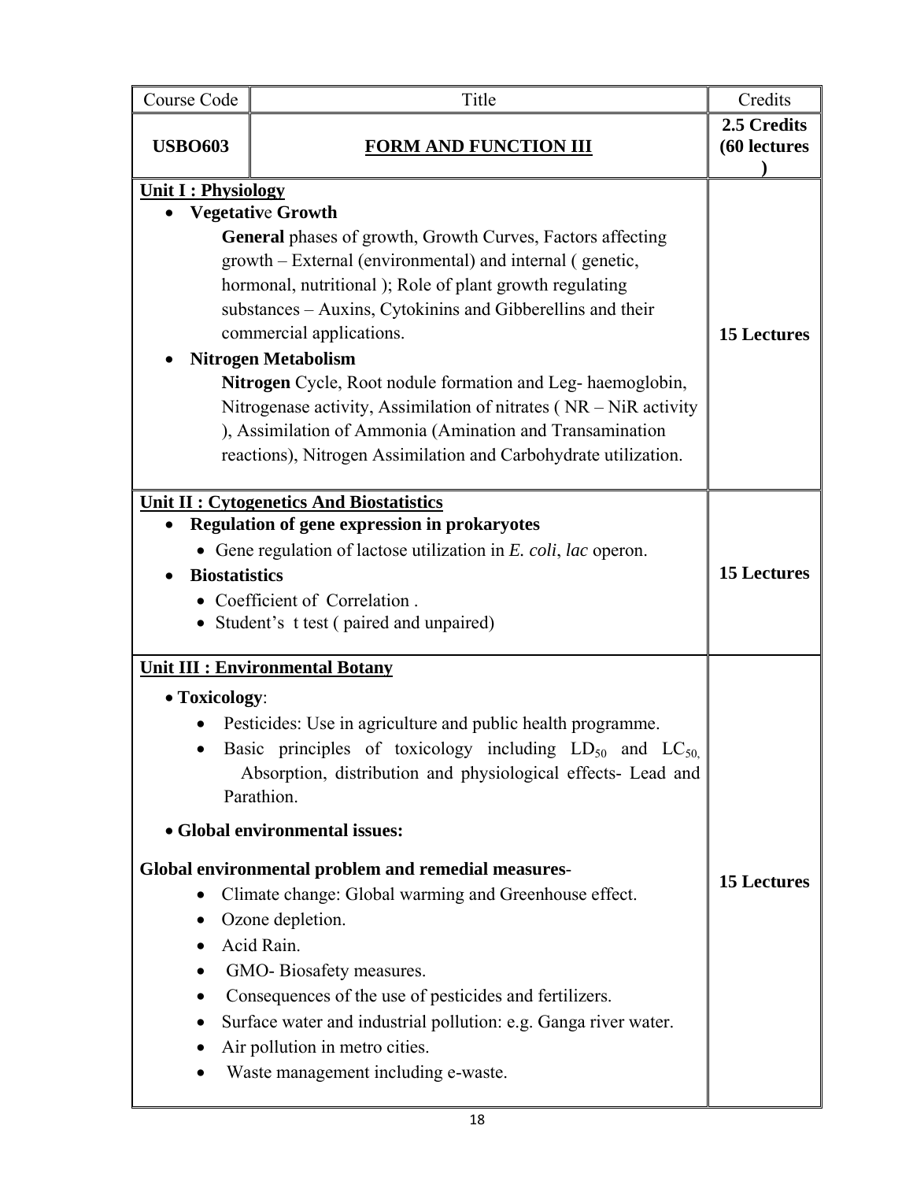| Course Code | Title | Credits |
|---|---|---|
| **USBO603** | **FORM AND FUNCTION III** | **2.5 Credits (60 lectures )** |
| **Unit I : Physiology**<br>• **Vegetative Growth**<br>**General** phases of growth, Growth Curves, Factors affecting growth – External (environmental) and internal ( genetic, hormonal, nutritional ); Role of plant growth regulating substances – Auxins, Cytokinins and Gibberellins and their commercial applications.<br>• **Nitrogen Metabolism**<br>**Nitrogen** Cycle, Root nodule formation and Leg- haemoglobin, Nitrogenase activity, Assimilation of nitrates ( NR – NiR activity ), Assimilation of Ammonia (Amination and Transamination reactions), Nitrogen Assimilation and Carbohydrate utilization. | | **15 Lectures** |
| **Unit II : Cytogenetics And Biostatistics**<br>• **Regulation of gene expression in prokaryotes**<br>  • Gene regulation of lactose utilization in *E. coli*, *lac* operon.<br>• **Biostatistics**<br>  • Coefficient of Correlation .<br>  • Student's t test ( paired and unpaired) | | **15 Lectures** |
| **Unit III : Environmental Botany**<br>• **Toxicology**:<br>  • Pesticides: Use in agriculture and public health programme.<br>  • Basic principles of toxicology including $LD_{50}$ and $LC_{50}$, Absorption, distribution and physiological effects- Lead and Parathion.<br>• **Global environmental issues:**<br>**Global environmental problem and remedial measures**-<br>  • Climate change: Global warming and Greenhouse effect.<br>  • Ozone depletion.<br>  • Acid Rain.<br>  • GMO- Biosafety measures.<br>  • Consequences of the use of pesticides and fertilizers.<br>  • Surface water and industrial pollution: e.g. Ganga river water.<br>  • Air pollution in metro cities.<br>  • Waste management including e-waste. | | **15 Lectures** |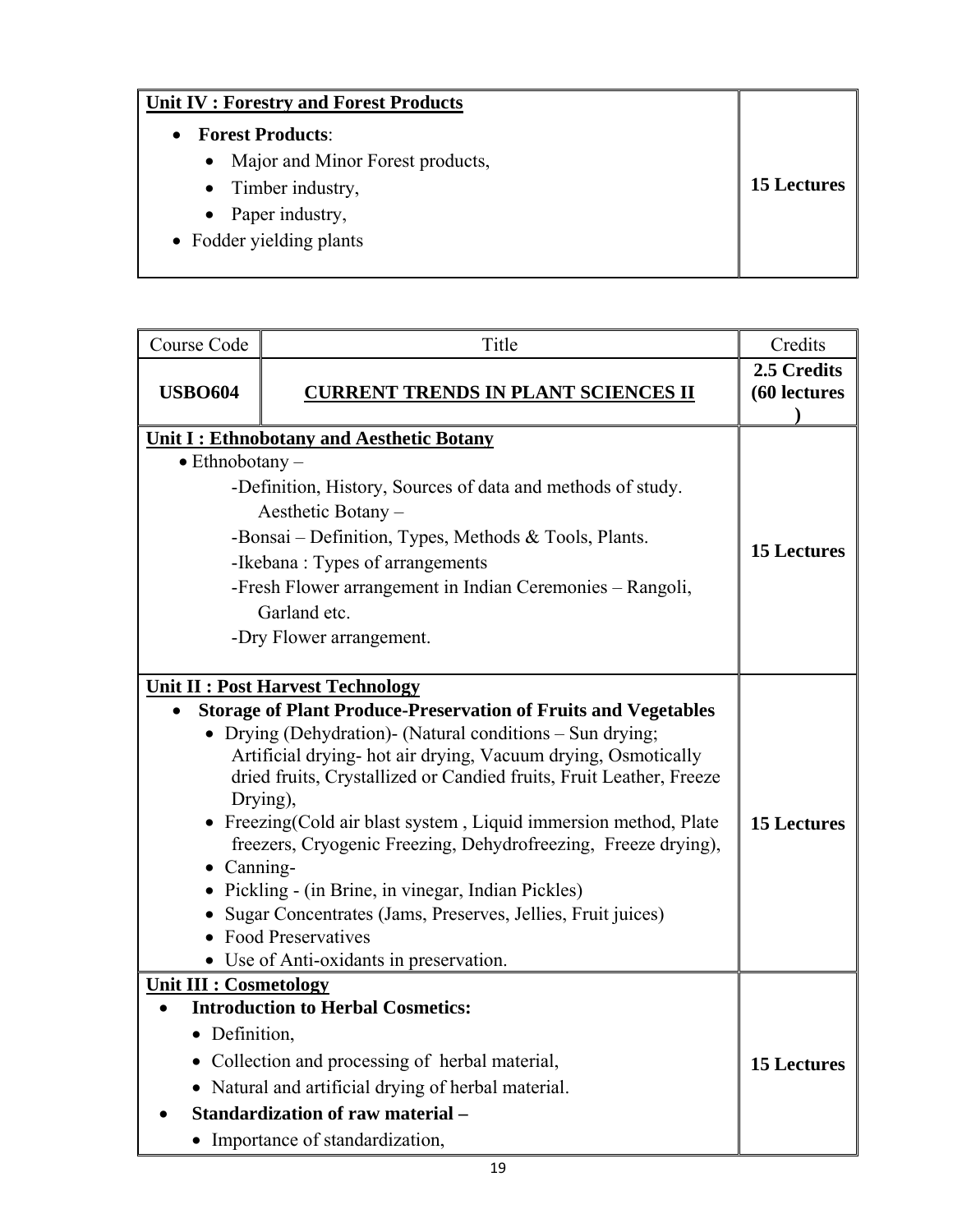| Unit IV : Forestry and Forest Products | |
|---|---|
| • **Forest Products**:<br>  • Major and Minor Forest products,<br>  • Timber industry,<br>  • Paper industry,<br>• Fodder yielding plants | **15 Lectures** |

| Course Code | Title | Credits |
|---|---|---|
| **USBO604** | **CURRENT TRENDS IN PLANT SCIENCES II** | **2.5 Credits (60 lectures )** |
| **Unit I : Ethnobotany and Aesthetic Botany**<br>• Ethnobotany –<br>-Definition, History, Sources of data and methods of study.<br>Aesthetic Botany –<br>-Bonsai – Definition, Types, Methods & Tools, Plants.<br>-Ikebana : Types of arrangements<br>-Fresh Flower arrangement in Indian Ceremonies – Rangoli, Garland etc.<br>-Dry Flower arrangement. | | **15 Lectures** |
| **Unit II : Post Harvest Technology**<br>• **Storage of Plant Produce-Preservation of Fruits and Vegetables**<br>  • Drying (Dehydration)- (Natural conditions – Sun drying; Artificial drying- hot air drying, Vacuum drying, Osmotically dried fruits, Crystallized or Candied fruits, Fruit Leather, Freeze Drying),<br>  • Freezing(Cold air blast system , Liquid immersion method, Plate freezers, Cryogenic Freezing, Dehydrofreezing, Freeze drying),<br>  • Canning-<br>  • Pickling - (in Brine, in vinegar, Indian Pickles)<br>  • Sugar Concentrates (Jams, Preserves, Jellies, Fruit juices)<br>  • Food Preservatives<br>  • Use of Anti-oxidants in preservation. | | **15 Lectures** |
| **Unit III : Cosmetology**<br>• **Introduction to Herbal Cosmetics:**<br>  • Definition,<br>  • Collection and processing of herbal material,<br>  • Natural and artificial drying of herbal material.<br>• **Standardization of raw material –**<br>  • Importance of standardization, | | **15 Lectures** |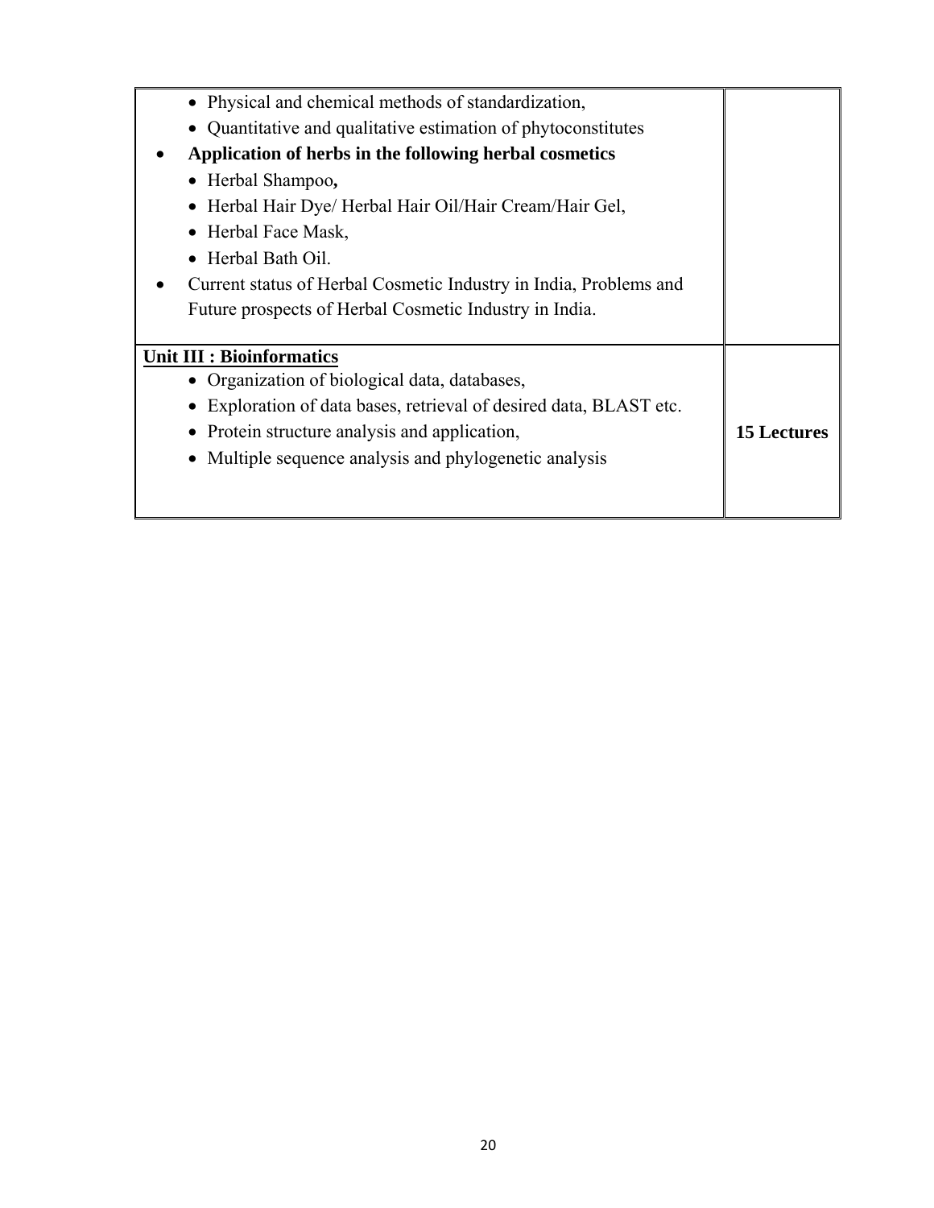| | |
|---|---|
| • Physical and chemical methods of standardization,<br>• Quantitative and qualitative estimation of phytoconstitutes<br>• **Application of herbs in the following herbal cosmetics**<br>• Herbal Shampoo**,**<br>• Herbal Hair Dye/ Herbal Hair Oil/Hair Cream/Hair Gel,<br>• Herbal Face Mask,<br>• Herbal Bath Oil.<br>• Current status of Herbal Cosmetic Industry in India, Problems and Future prospects of Herbal Cosmetic Industry in India. | |
| **Unit III : Bioinformatics**<br>• Organization of biological data, databases,<br>• Exploration of data bases, retrieval of desired data, BLAST etc.<br>• Protein structure analysis and application,<br>• Multiple sequence analysis and phylogenetic analysis | **15 Lectures** |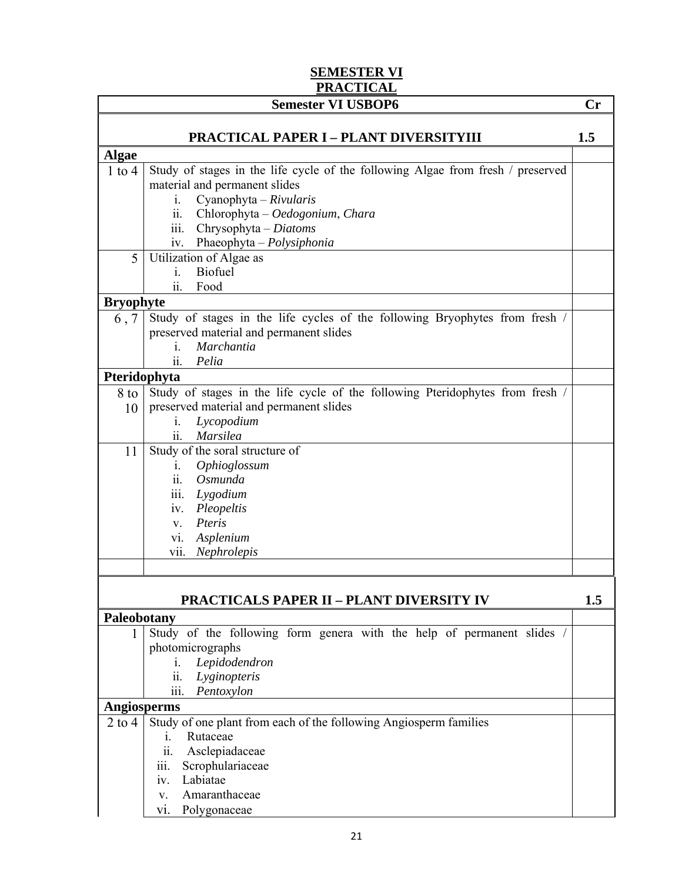## SEMESTER VI
## PRACTICAL

| Semester VI USBOP6 | | Cr |
|---|---|---|
| **PRACTICAL PAPER I – PLANT DIVERSITYIII** | | **1.5** |
| **Algae** | | |
| 1 to 4 | Study of stages in the life cycle of the following Algae from fresh / preserved material and permanent slides<br>i. Cyanophyta – *Rivularis*<br>ii. Chlorophyta – *Oedogonium*, *Chara*<br>iii. Chrysophyta – *Diatoms*<br>iv. Phaeophyta – *Polysiphonia* | |
| 5 | Utilization of Algae as<br>i. Biofuel<br>ii. Food | |
| **Bryophyte** | | |
| 6 , 7 | Study of stages in the life cycles of the following Bryophytes from fresh / preserved material and permanent slides<br>i. *Marchantia*<br>ii. *Pelia* | |
| **Pteridophyta** | | |
| 8 to 10 | Study of stages in the life cycle of the following Pteridophytes from fresh / preserved material and permanent slides<br>i. *Lycopodium*<br>ii. *Marsilea* | |
| 11 | Study of the soral structure of<br>i. *Ophioglossum*<br>ii. *Osmunda*<br>iii. *Lygodium*<br>iv. *Pleopeltis*<br>v. *Pteris*<br>vi. *Asplenium*<br>vii. *Nephrolepis* | |
| | | |
| **PRACTICALS PAPER II – PLANT DIVERSITY IV** | | **1.5** |
| **Paleobotany** | | |
| 1 | Study of the following form genera with the help of permanent slides / photomicrographs<br>i. *Lepidodendron*<br>ii. *Lyginopteris*<br>iii. *Pentoxylon* | |
| **Angiosperms** | | |
| 2 to 4 | Study of one plant from each of the following Angiosperm families<br>i. Rutaceae<br>ii. Asclepiadaceae<br>iii. Scrophulariaceae<br>iv. Labiatae<br>v. Amaranthaceae<br>vi. Polygonaceae | |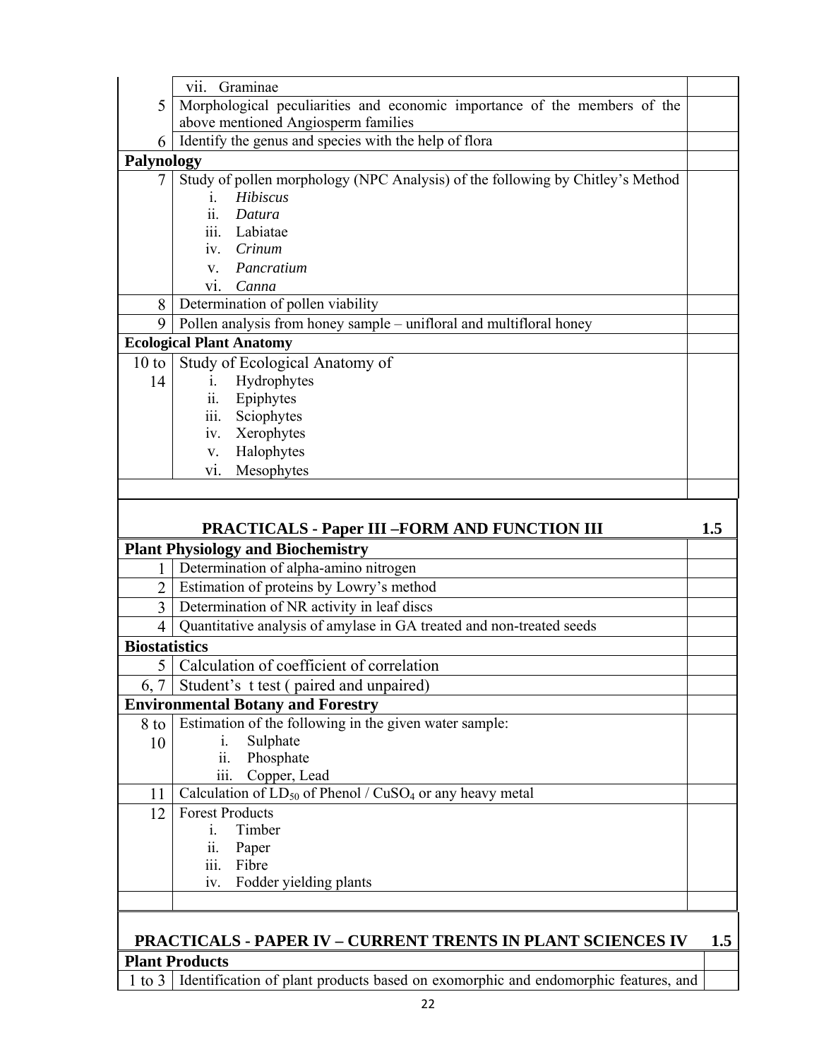| | | |
|---|---|---|
| | vii. Graminae | |
| 5 | Morphological peculiarities and economic importance of the members of the above mentioned Angiosperm families | |
| 6 | Identify the genus and species with the help of flora | |
| **Palynology** | | |
| 7 | Study of pollen morphology (NPC Analysis) of the following by Chitley's Method<br>i. *Hibiscus*<br>ii. *Datura*<br>iii. Labiatae<br>iv. *Crinum*<br>v. *Pancratium*<br>vi. *Canna* | |
| 8 | Determination of pollen viability | |
| 9 | Pollen analysis from honey sample – unifloral and multifloral honey | |
| **Ecological Plant Anatomy** | | |
| 10 to 14 | Study of Ecological Anatomy of<br>i. Hydrophytes<br>ii. Epiphytes<br>iii. Sciophytes<br>iv. Xerophytes<br>v. Halophytes<br>vi. Mesophytes | |
| | | |

## PRACTICALS - Paper III –FORM AND FUNCTION III 1.5

| | | |
|---|---|---|
| **Plant Physiology and Biochemistry** | | |
| 1 | Determination of alpha-amino nitrogen | |
| 2 | Estimation of proteins by Lowry's method | |
| 3 | Determination of NR activity in leaf discs | |
| 4 | Quantitative analysis of amylase in GA treated and non-treated seeds | |
| **Biostatistics** | | |
| 5 | Calculation of coefficient of correlation | |
| 6, 7 | Student's t test ( paired and unpaired) | |
| **Environmental Botany and Forestry** | | |
| 8 to 10 | Estimation of the following in the given water sample:<br>i. Sulphate<br>ii. Phosphate<br>iii. Copper, Lead | |
| 11 | Calculation of $LD_{50}$ of Phenol / $CuSO_4$ or any heavy metal | |
| 12 | Forest Products<br>i. Timber<br>ii. Paper<br>iii. Fibre<br>iv. Fodder yielding plants | |
| | | |

## PRACTICALS - PAPER IV – CURRENT TRENTS IN PLANT SCIENCES IV 1.5

| | | |
|---|---|---|
| **Plant Products** | | |
| 1 to 3 | Identification of plant products based on exomorphic and endomorphic features, and | |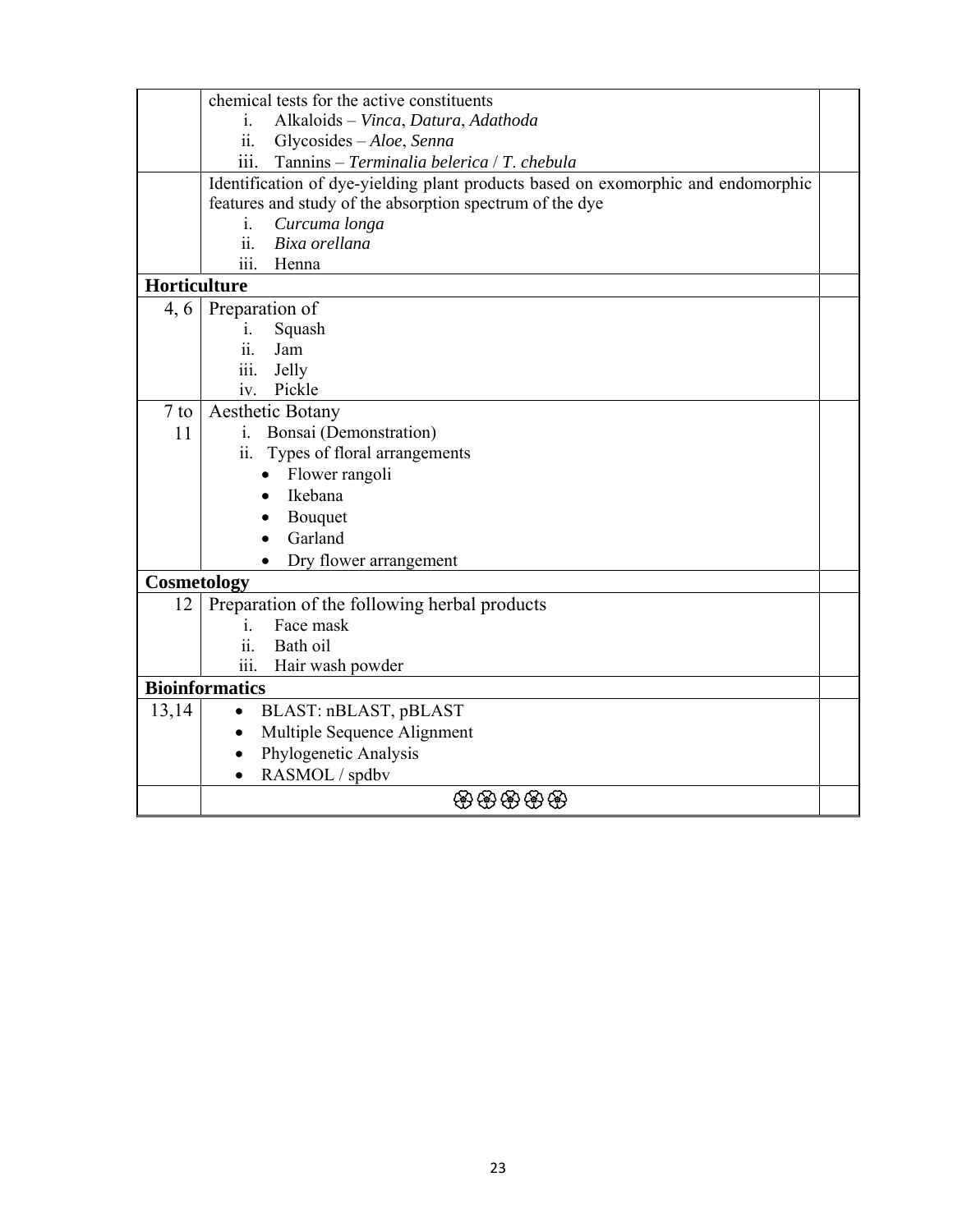| | | |
|---|---|---|
| | chemical tests for the active constituents<br>i. Alkaloids – *Vinca*, *Datura*, *Adathoda*<br>ii. Glycosides – *Aloe*, *Senna*<br>iii. Tannins – *Terminalia belerica* / *T. chebula* | |
| | Identification of dye-yielding plant products based on exomorphic and endomorphic features and study of the absorption spectrum of the dye<br>i. *Curcuma longa*<br>ii. *Bixa orellana*<br>iii. Henna | |
| **Horticulture** | | |
| 4, 6 | Preparation of<br>i. Squash<br>ii. Jam<br>iii. Jelly<br>iv. Pickle | |
| 7 to 11 | Aesthetic Botany<br>i. Bonsai (Demonstration)<br>ii. Types of floral arrangements<br>• Flower rangoli<br>• Ikebana<br>• Bouquet<br>• Garland<br>• Dry flower arrangement | |
| **Cosmetology** | | |
| 12 | Preparation of the following herbal products<br>i. Face mask<br>ii. Bath oil<br>iii. Hair wash powder | |
| **Bioinformatics** | | |
| 13,14 | • BLAST: nBLAST, pBLAST<br>• Multiple Sequence Alignment<br>• Phylogenetic Analysis<br>• RASMOL / spdbv | |
| | ❀❀❀❀❀ | |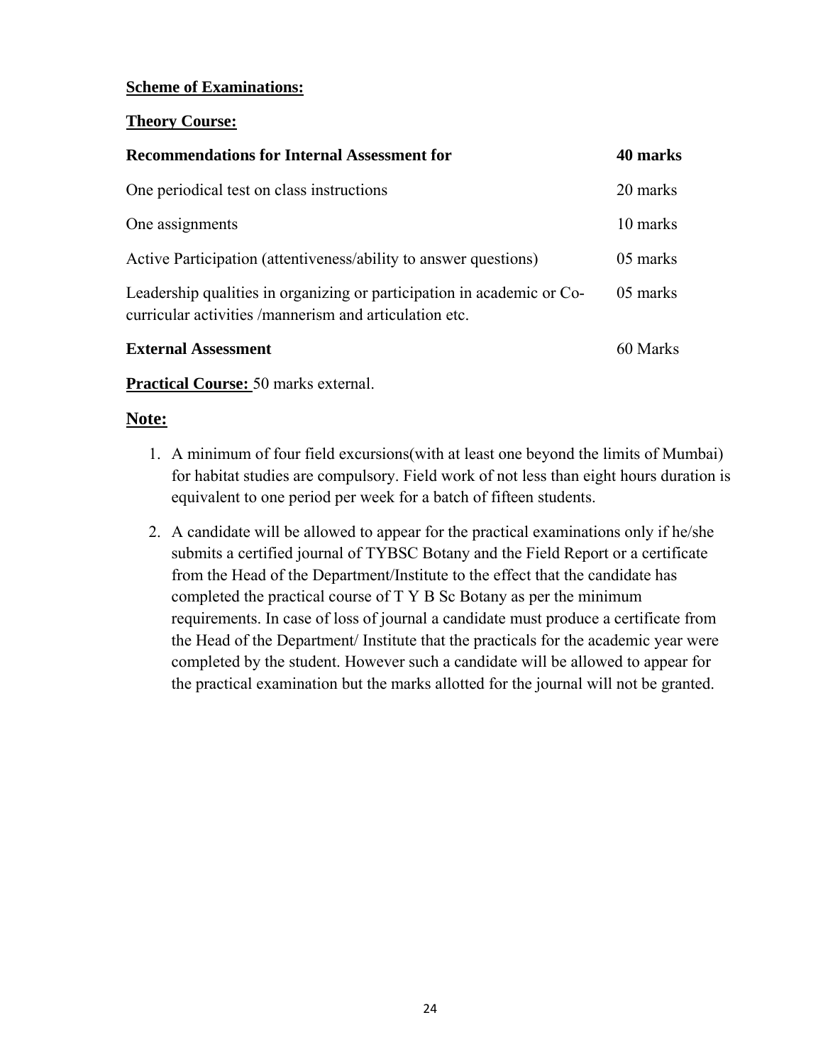**Scheme of Examinations:**

**Theory Course:**

| **Recommendations for Internal Assessment for** | **40 marks** |
|---|---|
| One periodical test on class instructions | 20 marks |
| One assignments | 10 marks |
| Active Participation (attentiveness/ability to answer questions) | 05 marks |
| Leadership qualities in organizing or participation in academic or Co-curricular activities /mannerism and articulation etc. | 05 marks |
| **External Assessment** | 60 Marks |

**Practical Course:** 50 marks external.

**Note:**

1. A minimum of four field excursions(with at least one beyond the limits of Mumbai) for habitat studies are compulsory. Field work of not less than eight hours duration is equivalent to one period per week for a batch of fifteen students.
2. A candidate will be allowed to appear for the practical examinations only if he/she submits a certified journal of TYBSC Botany and the Field Report or a certificate from the Head of the Department/Institute to the effect that the candidate has completed the practical course of T Y B Sc Botany as per the minimum requirements. In case of loss of journal a candidate must produce a certificate from the Head of the Department/ Institute that the practicals for the academic year were completed by the student. However such a candidate will be allowed to appear for the practical examination but the marks allotted for the journal will not be granted.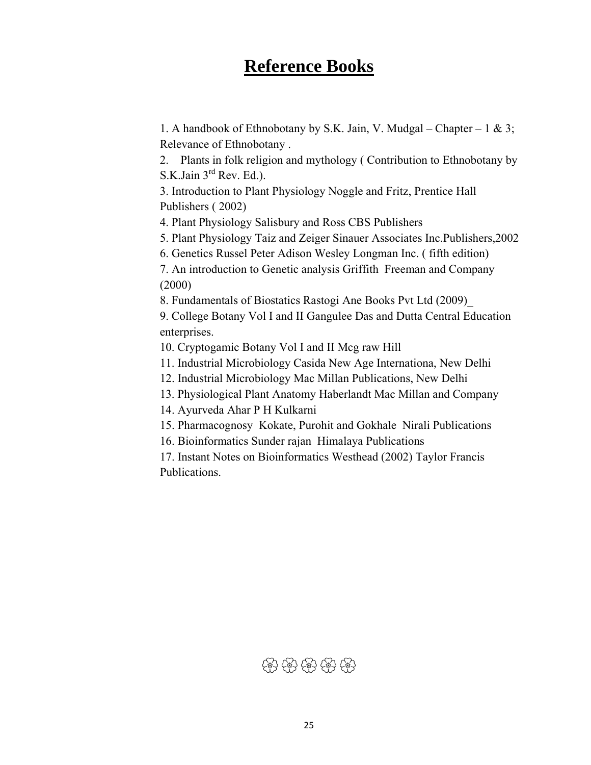# Reference Books

1. A handbook of Ethnobotany by S.K. Jain, V. Mudgal – Chapter – 1 & 3; Relevance of Ethnobotany .
2. Plants in folk religion and mythology ( Contribution to Ethnobotany by S.K.Jain 3rd Rev. Ed.).
3. Introduction to Plant Physiology Noggle and Fritz, Prentice Hall Publishers ( 2002)
4. Plant Physiology Salisbury and Ross CBS Publishers
5. Plant Physiology Taiz and Zeiger Sinauer Associates Inc.Publishers,2002
6. Genetics Russel Peter Adison Wesley Longman Inc. ( fifth edition)
7. An introduction to Genetic analysis Griffith Freeman and Company (2000)
8. Fundamentals of Biostatics Rastogi Ane Books Pvt Ltd (2009)_
9. College Botany Vol I and II Gangulee Das and Dutta Central Education enterprises.
10. Cryptogamic Botany Vol I and II Mcg raw Hill
11. Industrial Microbiology Casida New Age Internationa, New Delhi
12. Industrial Microbiology Mac Millan Publications, New Delhi
13. Physiological Plant Anatomy Haberlandt Mac Millan and Company
14. Ayurveda Ahar P H Kulkarni
15. Pharmacognosy Kokate, Purohit and Gokhale Nirali Publications
16. Bioinformatics Sunder rajan Himalaya Publications
17. Instant Notes on Bioinformatics Westhead (2002) Taylor Francis Publications.

❀❀❀❀❀